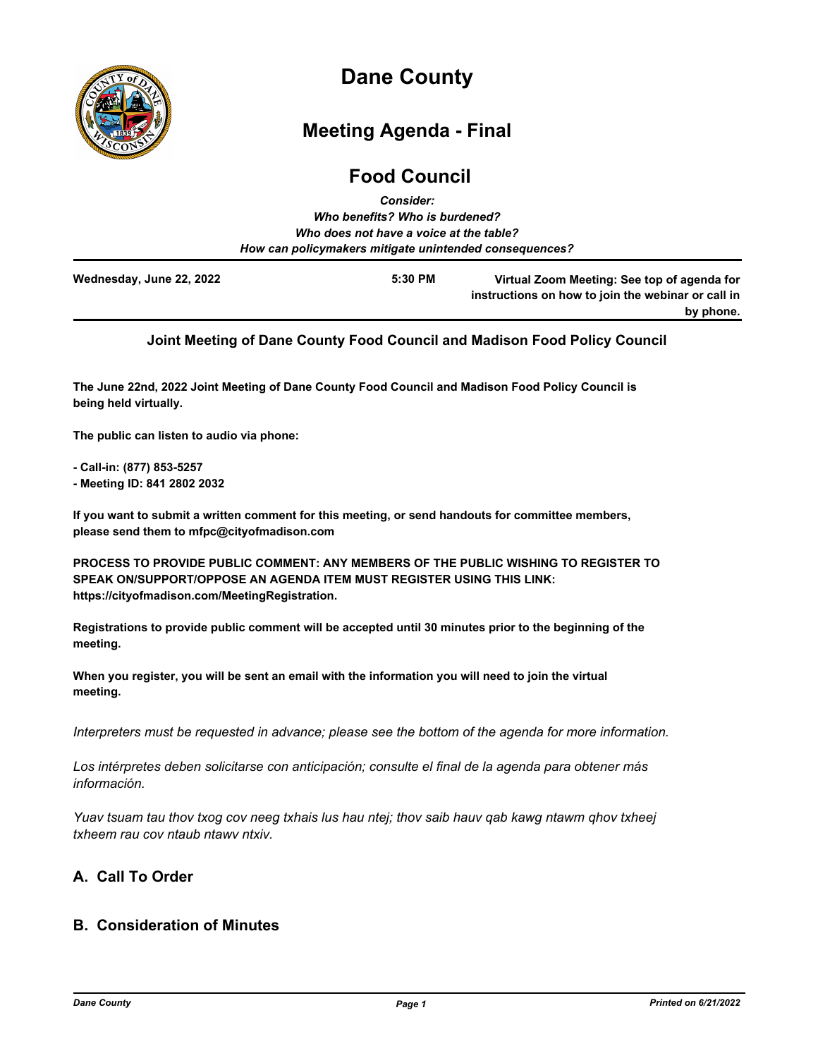# Dane County

## Meeting Agenda - Final

## Food Council

***Consider:***
***Who benefits? Who is burdened?***
***Who does not have a voice at the table?***
***How can policymakers mitigate unintended consequences?***

| | | |
|---|---|---|
| **Wednesday, June 22, 2022** | **5:30 PM** | **Virtual Zoom Meeting: See top of agenda for instructions on how to join the webinar or call in by phone.** |

### Joint Meeting of Dane County Food Council and Madison Food Policy Council

**The June 22nd, 2022 Joint Meeting of Dane County Food Council and Madison Food Policy Council is being held virtually.**

**The public can listen to audio via phone:**

**- Call-in: (877) 853-5257**
**- Meeting ID: 841 2802 2032**

**If you want to submit a written comment for this meeting, or send handouts for committee members, please send them to mfpc@cityofmadison.com**

**PROCESS TO PROVIDE PUBLIC COMMENT: ANY MEMBERS OF THE PUBLIC WISHING TO REGISTER TO SPEAK ON/SUPPORT/OPPOSE AN AGENDA ITEM MUST REGISTER USING THIS LINK: https://cityofmadison.com/MeetingRegistration.**

**Registrations to provide public comment will be accepted until 30 minutes prior to the beginning of the meeting.**

**When you register, you will be sent an email with the information you will need to join the virtual meeting.**

*Interpreters must be requested in advance; please see the bottom of the agenda for more information.*

*Los intérpretes deben solicitarse con anticipación; consulte el final de la agenda para obtener más información.*

*Yuav tsuam tau thov txog cov neeg txhais lus hau ntej; thov saib hauv qab kawg ntawm qhov txheej txheem rau cov ntaub ntawv ntxiv.*

## A. Call To Order

## B. Consideration of Minutes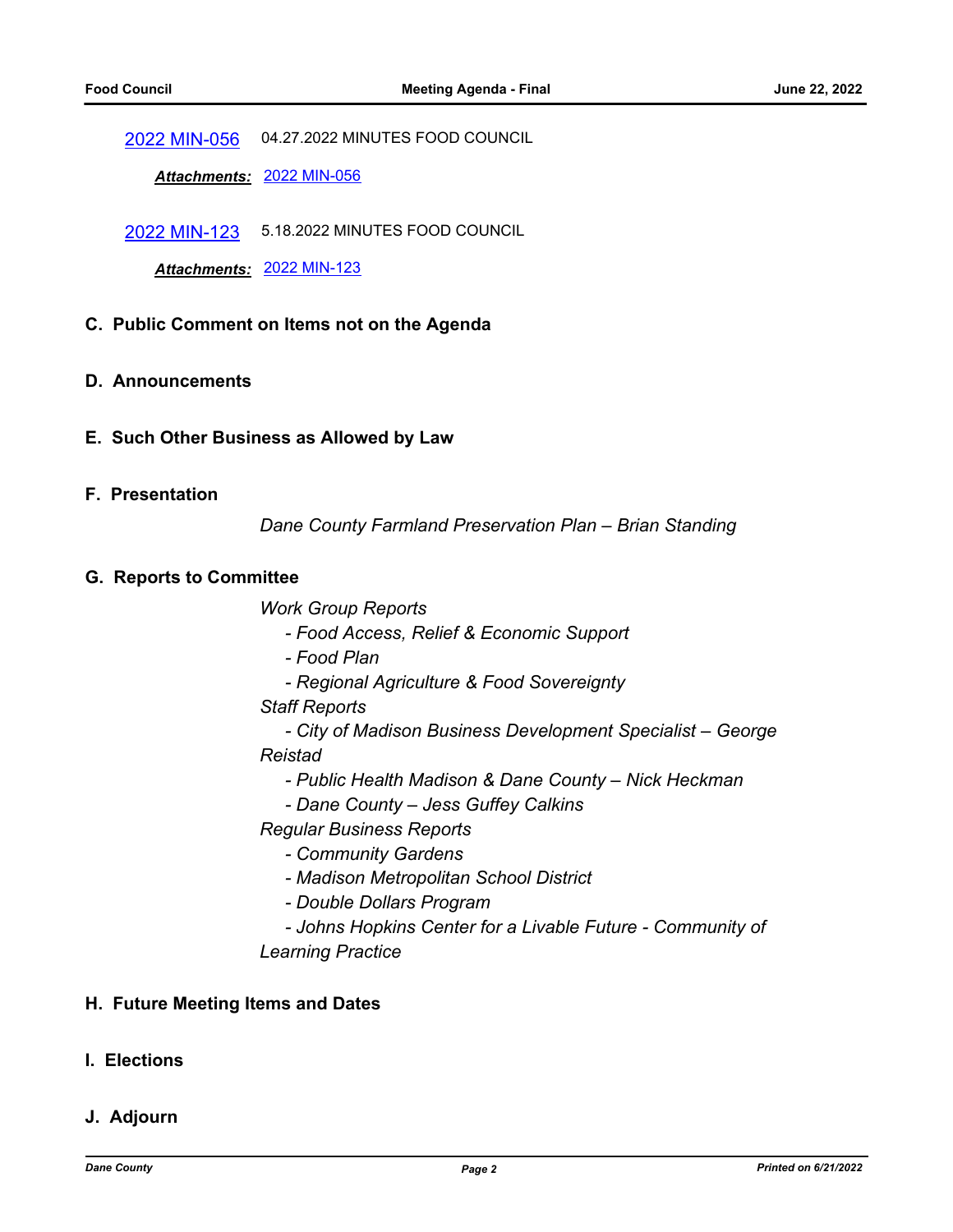[2022 MIN-056](#) 04.27.2022 MINUTES FOOD COUNCIL

***Attachments:*** [2022 MIN-056](#)

[2022 MIN-123](#) 5.18.2022 MINUTES FOOD COUNCIL

***Attachments:*** [2022 MIN-123](#)

## C. Public Comment on Items not on the Agenda

## D. Announcements

## E. Such Other Business as Allowed by Law

## F. Presentation

*Dane County Farmland Preservation Plan – Brian Standing*

## G. Reports to Committee

*Work Group Reports*

- *Food Access, Relief & Economic Support*
- *Food Plan*
- *Regional Agriculture & Food Sovereignty*

*Staff Reports*

- *City of Madison Business Development Specialist – George Reistad*
- *Public Health Madison & Dane County – Nick Heckman*
- *Dane County – Jess Guffey Calkins*

*Regular Business Reports*

- *Community Gardens*
- *Madison Metropolitan School District*
- *Double Dollars Program*
- *Johns Hopkins Center for a Livable Future - Community of Learning Practice*

## H. Future Meeting Items and Dates

## I. Elections

## J. Adjourn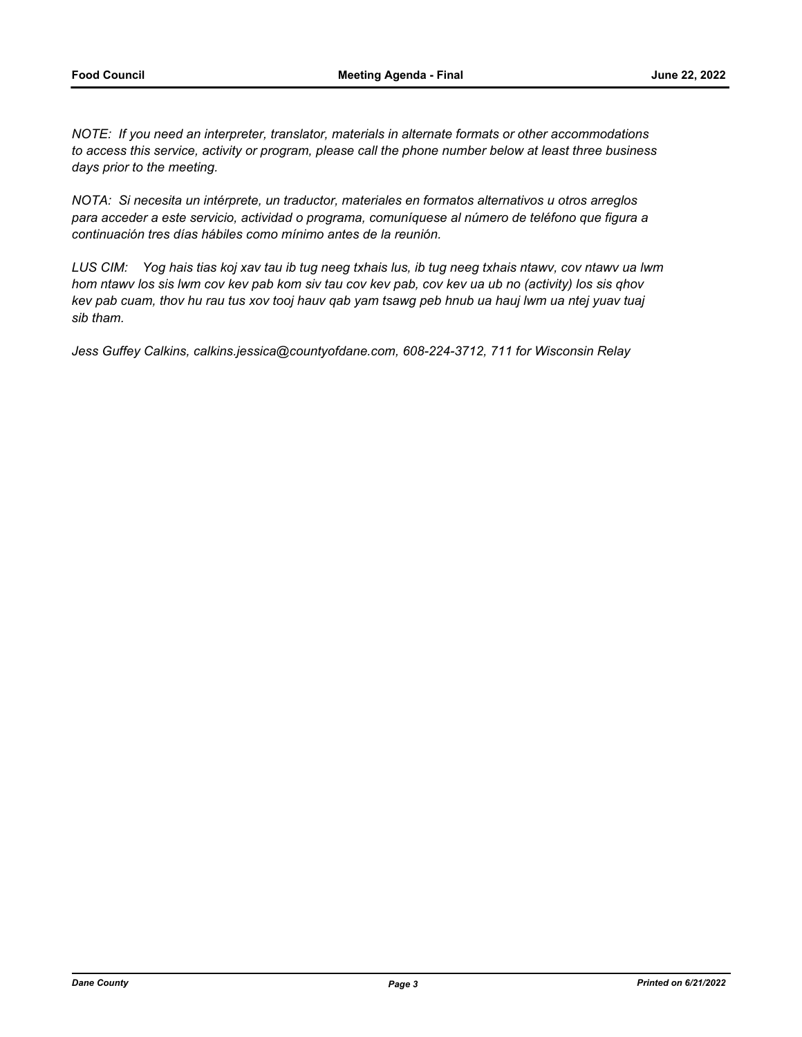*NOTE: If you need an interpreter, translator, materials in alternate formats or other accommodations to access this service, activity or program, please call the phone number below at least three business days prior to the meeting.*

*NOTA: Si necesita un intérprete, un traductor, materiales en formatos alternativos u otros arreglos para acceder a este servicio, actividad o programa, comuníquese al número de teléfono que figura a continuación tres días hábiles como mínimo antes de la reunión.*

*LUS CIM: Yog hais tias koj xav tau ib tug neeg txhais lus, ib tug neeg txhais ntawv, cov ntawv ua lwm hom ntawv los sis lwm cov kev pab kom siv tau cov kev pab, cov kev ua ub no (activity) los sis qhov kev pab cuam, thov hu rau tus xov tooj hauv qab yam tsawg peb hnub ua hauj lwm ua ntej yuav tuaj sib tham.*

*Jess Guffey Calkins, calkins.jessica@countyofdane.com, 608-224-3712, 711 for Wisconsin Relay*